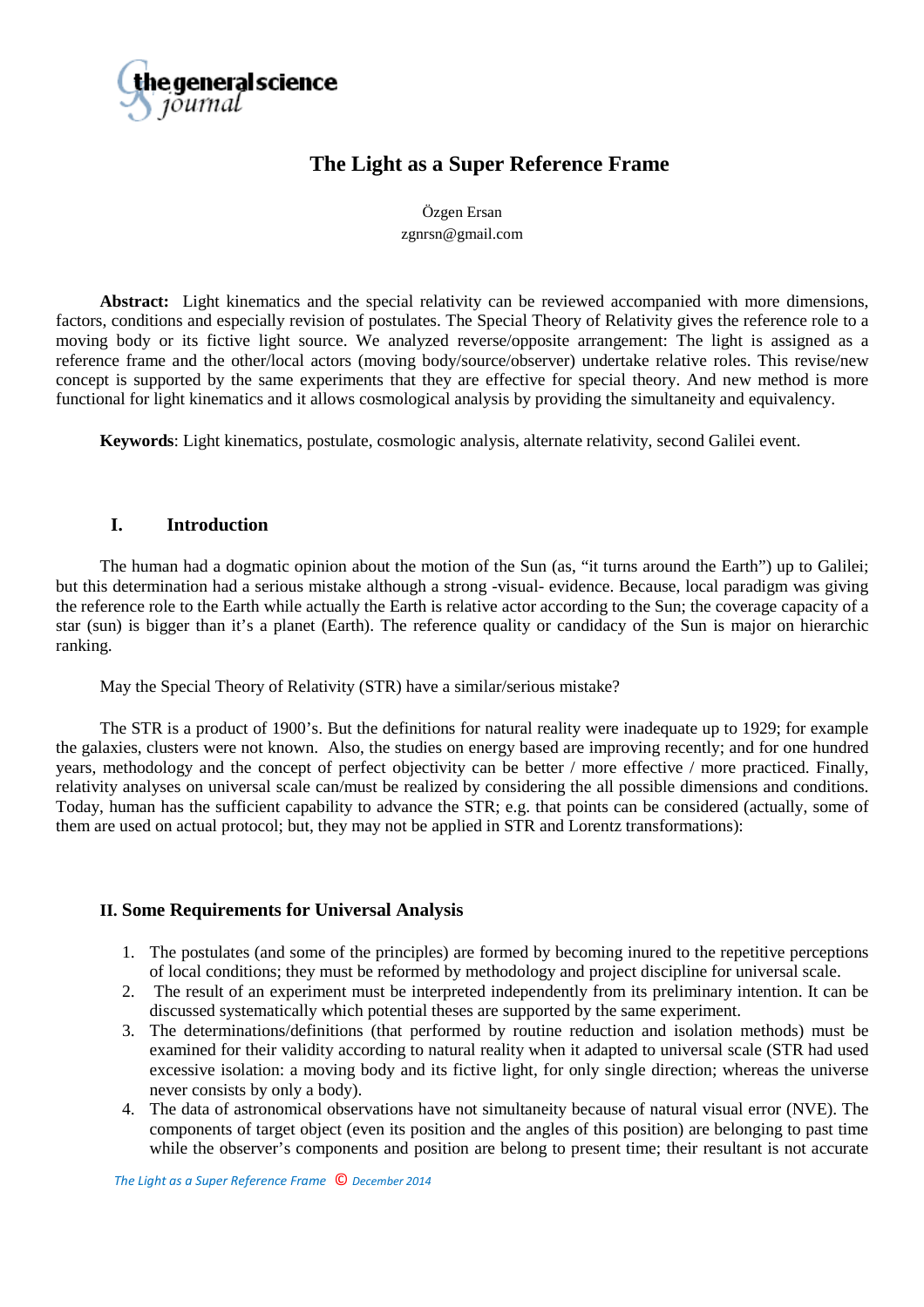# The Light as a Super Reference Frame

Özgen Ersan
zgnrsn@gmail.com

**Abstract:** Light kinematics and the special relativity can be reviewed accompanied with more dimensions, factors, conditions and especially revision of postulates. The Special Theory of Relativity gives the reference role to a moving body or its fictive light source. We analyzed reverse/opposite arrangement: The light is assigned as a reference frame and the other/local actors (moving body/source/observer) undertake relative roles. This revise/new concept is supported by the same experiments that they are effective for special theory. And new method is more functional for light kinematics and it allows cosmological analysis by providing the simultaneity and equivalency.

**Keywords**: Light kinematics, postulate, cosmologic analysis, alternate relativity, second Galilei event.

## I. Introduction

The human had a dogmatic opinion about the motion of the Sun (as, "it turns around the Earth") up to Galilei; but this determination had a serious mistake although a strong -visual- evidence. Because, local paradigm was giving the reference role to the Earth while actually the Earth is relative actor according to the Sun; the coverage capacity of a star (sun) is bigger than it's a planet (Earth). The reference quality or candidacy of the Sun is major on hierarchic ranking.

May the Special Theory of Relativity (STR) have a similar/serious mistake?

The STR is a product of 1900's. But the definitions for natural reality were inadequate up to 1929; for example the galaxies, clusters were not known. Also, the studies on energy based are improving recently; and for one hundred years, methodology and the concept of perfect objectivity can be better / more effective / more practiced. Finally, relativity analyses on universal scale can/must be realized by considering the all possible dimensions and conditions. Today, human has the sufficient capability to advance the STR; e.g. that points can be considered (actually, some of them are used on actual protocol; but, they may not be applied in STR and Lorentz transformations):

## II. Some Requirements for Universal Analysis

1. The postulates (and some of the principles) are formed by becoming inured to the repetitive perceptions of local conditions; they must be reformed by methodology and project discipline for universal scale.
2. The result of an experiment must be interpreted independently from its preliminary intention. It can be discussed systematically which potential theses are supported by the same experiment.
3. The determinations/definitions (that performed by routine reduction and isolation methods) must be examined for their validity according to natural reality when it adapted to universal scale (STR had used excessive isolation: a moving body and its fictive light, for only single direction; whereas the universe never consists by only a body).
4. The data of astronomical observations have not simultaneity because of natural visual error (NVE). The components of target object (even its position and the angles of this position) are belonging to past time while the observer's components and position are belong to present time; their resultant is not accurate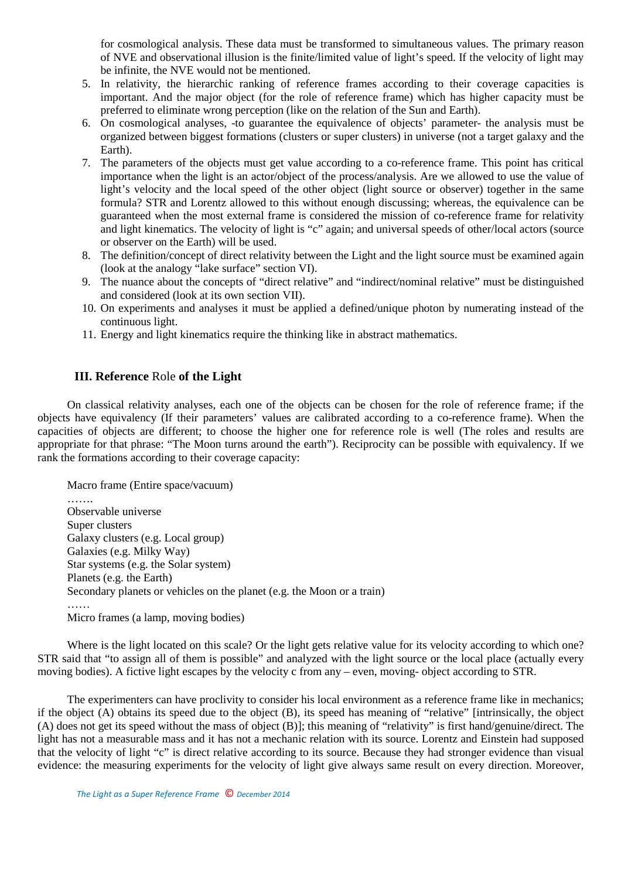for cosmological analysis. These data must be transformed to simultaneous values. The primary reason of NVE and observational illusion is the finite/limited value of light's speed. If the velocity of light may be infinite, the NVE would not be mentioned.

5. In relativity, the hierarchic ranking of reference frames according to their coverage capacities is important. And the major object (for the role of reference frame) which has higher capacity must be preferred to eliminate wrong perception (like on the relation of the Sun and Earth).
6. On cosmological analyses, -to guarantee the equivalence of objects' parameter- the analysis must be organized between biggest formations (clusters or super clusters) in universe (not a target galaxy and the Earth).
7. The parameters of the objects must get value according to a co-reference frame. This point has critical importance when the light is an actor/object of the process/analysis. Are we allowed to use the value of light's velocity and the local speed of the other object (light source or observer) together in the same formula? STR and Lorentz allowed to this without enough discussing; whereas, the equivalence can be guaranteed when the most external frame is considered the mission of co-reference frame for relativity and light kinematics. The velocity of light is "c" again; and universal speeds of other/local actors (source or observer on the Earth) will be used.
8. The definition/concept of direct relativity between the Light and the light source must be examined again (look at the analogy "lake surface" section VI).
9. The nuance about the concepts of "direct relative" and "indirect/nominal relative" must be distinguished and considered (look at its own section VII).
10. On experiments and analyses it must be applied a defined/unique photon by numerating instead of the continuous light.
11. Energy and light kinematics require the thinking like in abstract mathematics.

## III. Reference Role of the Light

On classical relativity analyses, each one of the objects can be chosen for the role of reference frame; if the objects have equivalency (If their parameters' values are calibrated according to a co-reference frame). When the capacities of objects are different; to choose the higher one for reference role is well (The roles and results are appropriate for that phrase: "The Moon turns around the earth"). Reciprocity can be possible with equivalency. If we rank the formations according to their coverage capacity:

Macro frame (Entire space/vacuum)
…….
Observable universe
Super clusters
Galaxy clusters (e.g. Local group)
Galaxies (e.g. Milky Way)
Star systems (e.g. the Solar system)
Planets (e.g. the Earth)
Secondary planets or vehicles on the planet (e.g. the Moon or a train)
……
Micro frames (a lamp, moving bodies)

Where is the light located on this scale? Or the light gets relative value for its velocity according to which one? STR said that "to assign all of them is possible" and analyzed with the light source or the local place (actually every moving bodies). A fictive light escapes by the velocity c from any – even, moving- object according to STR.

The experimenters can have proclivity to consider his local environment as a reference frame like in mechanics; if the object (A) obtains its speed due to the object (B), its speed has meaning of "relative" [intrinsically, the object (A) does not get its speed without the mass of object (B)]; this meaning of "relativity" is first hand/genuine/direct. The light has not a measurable mass and it has not a mechanic relation with its source. Lorentz and Einstein had supposed that the velocity of light "c" is direct relative according to its source. Because they had stronger evidence than visual evidence: the measuring experiments for the velocity of light give always same result on every direction. Moreover,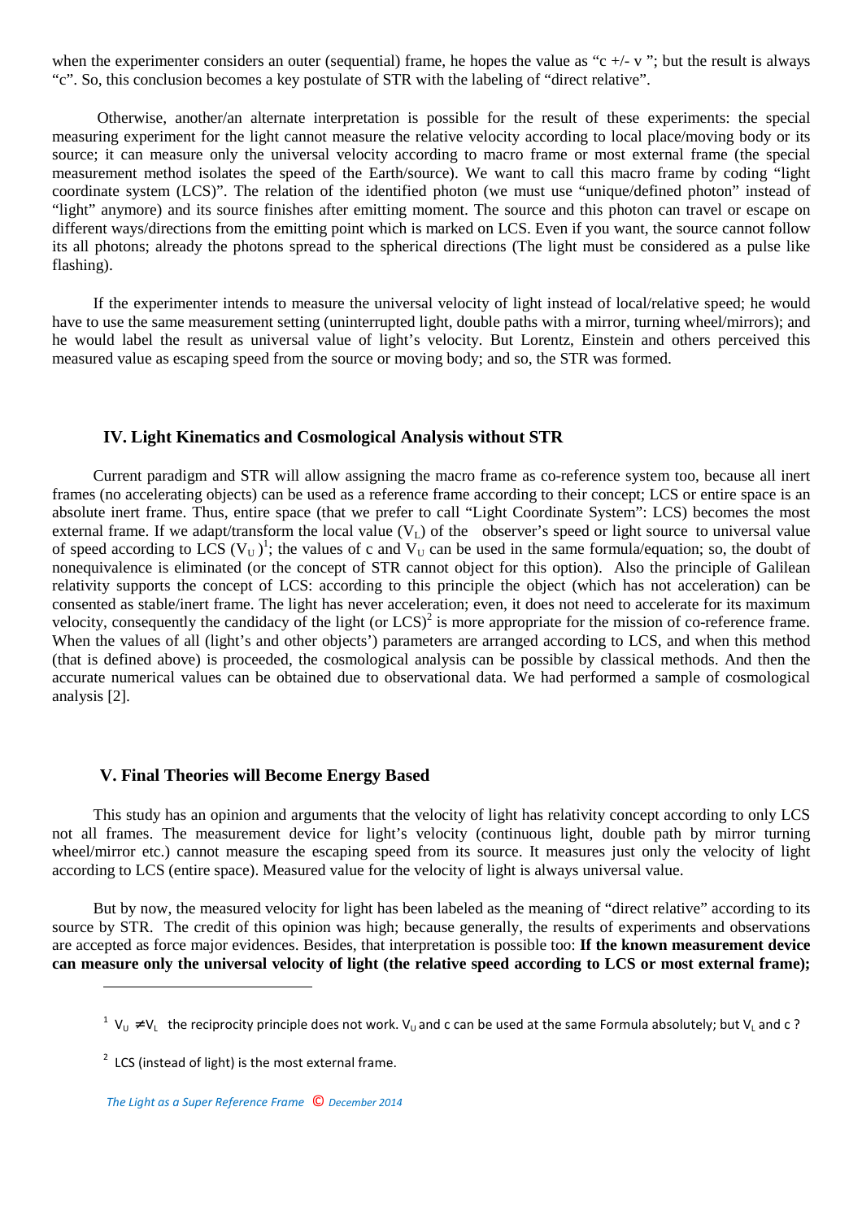when the experimenter considers an outer (sequential) frame, he hopes the value as "c +/- v "; but the result is always "c". So, this conclusion becomes a key postulate of STR with the labeling of "direct relative".

Otherwise, another/an alternate interpretation is possible for the result of these experiments: the special measuring experiment for the light cannot measure the relative velocity according to local place/moving body or its source; it can measure only the universal velocity according to macro frame or most external frame (the special measurement method isolates the speed of the Earth/source). We want to call this macro frame by coding "light coordinate system (LCS)". The relation of the identified photon (we must use "unique/defined photon" instead of "light" anymore) and its source finishes after emitting moment. The source and this photon can travel or escape on different ways/directions from the emitting point which is marked on LCS. Even if you want, the source cannot follow its all photons; already the photons spread to the spherical directions (The light must be considered as a pulse like flashing).

If the experimenter intends to measure the universal velocity of light instead of local/relative speed; he would have to use the same measurement setting (uninterrupted light, double paths with a mirror, turning wheel/mirrors); and he would label the result as universal value of light's velocity. But Lorentz, Einstein and others perceived this measured value as escaping speed from the source or moving body; and so, the STR was formed.

## IV. Light Kinematics and Cosmological Analysis without STR

Current paradigm and STR will allow assigning the macro frame as co-reference system too, because all inert frames (no accelerating objects) can be used as a reference frame according to their concept; LCS or entire space is an absolute inert frame. Thus, entire space (that we prefer to call "Light Coordinate System": LCS) becomes the most external frame. If we adapt/transform the local value ($V_L$) of the observer's speed or light source to universal value of speed according to LCS ($V_U$)[1]; the values of c and $V_U$ can be used in the same formula/equation; so, the doubt of nonequivalence is eliminated (or the concept of STR cannot object for this option). Also the principle of Galilean relativity supports the concept of LCS: according to this principle the object (which has not acceleration) can be consented as stable/inert frame. The light has never acceleration; even, it does not need to accelerate for its maximum velocity, consequently the candidacy of the light (or LCS)[2] is more appropriate for the mission of co-reference frame. When the values of all (light's and other objects') parameters are arranged according to LCS, and when this method (that is defined above) is proceeded, the cosmological analysis can be possible by classical methods. And then the accurate numerical values can be obtained due to observational data. We had performed a sample of cosmological analysis [2].

## V. Final Theories will Become Energy Based

This study has an opinion and arguments that the velocity of light has relativity concept according to only LCS not all frames. The measurement device for light's velocity (continuous light, double path by mirror turning wheel/mirror etc.) cannot measure the escaping speed from its source. It measures just only the velocity of light according to LCS (entire space). Measured value for the velocity of light is always universal value.

But by now, the measured velocity for light has been labeled as the meaning of "direct relative" according to its source by STR. The credit of this opinion was high; because generally, the results of experiments and observations are accepted as force major evidences. Besides, that interpretation is possible too: **If the known measurement device can measure only the universal velocity of light (the relative speed according to LCS or most external frame);**

---

[1] $V_U \neq V_L$ the reciprocity principle does not work. $V_U$ and c can be used at the same Formula absolutely; but $V_L$ and c ?

[2] LCS (instead of light) is the most external frame.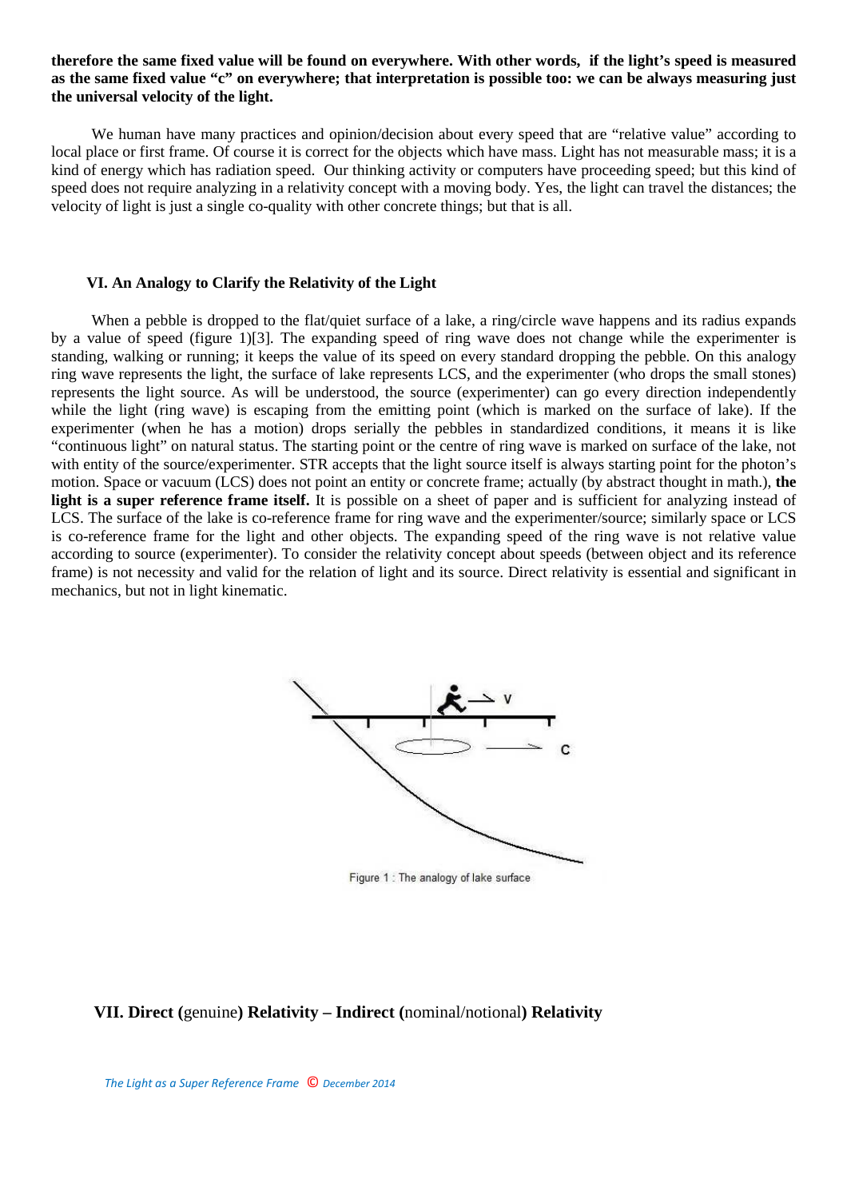**therefore the same fixed value will be found on everywhere. With other words, if the light's speed is measured as the same fixed value "c" on everywhere; that interpretation is possible too: we can be always measuring just the universal velocity of the light.**

We human have many practices and opinion/decision about every speed that are "relative value" according to local place or first frame. Of course it is correct for the objects which have mass. Light has not measurable mass; it is a kind of energy which has radiation speed. Our thinking activity or computers have proceeding speed; but this kind of speed does not require analyzing in a relativity concept with a moving body. Yes, the light can travel the distances; the velocity of light is just a single co-quality with other concrete things; but that is all.

## VI. An Analogy to Clarify the Relativity of the Light

When a pebble is dropped to the flat/quiet surface of a lake, a ring/circle wave happens and its radius expands by a value of speed (figure 1)[3]. The expanding speed of ring wave does not change while the experimenter is standing, walking or running; it keeps the value of its speed on every standard dropping the pebble. On this analogy ring wave represents the light, the surface of lake represents LCS, and the experimenter (who drops the small stones) represents the light source. As will be understood, the source (experimenter) can go every direction independently while the light (ring wave) is escaping from the emitting point (which is marked on the surface of lake). If the experimenter (when he has a motion) drops serially the pebbles in standardized conditions, it means it is like "continuous light" on natural status. The starting point or the centre of ring wave is marked on surface of the lake, not with entity of the source/experimenter. STR accepts that the light source itself is always starting point for the photon's motion. Space or vacuum (LCS) does not point an entity or concrete frame; actually (by abstract thought in math.), **the light is a super reference frame itself.** It is possible on a sheet of paper and is sufficient for analyzing instead of LCS. The surface of the lake is co-reference frame for ring wave and the experimenter/source; similarly space or LCS is co-reference frame for the light and other objects. The expanding speed of the ring wave is not relative value according to source (experimenter). To consider the relativity concept about speeds (between object and its reference frame) is not necessity and valid for the relation of light and its source. Direct relativity is essential and significant in mechanics, but not in light kinematic.

Figure 1 : The analogy of lake surface

## VII. Direct (genuine) Relativity – Indirect (nominal/notional) Relativity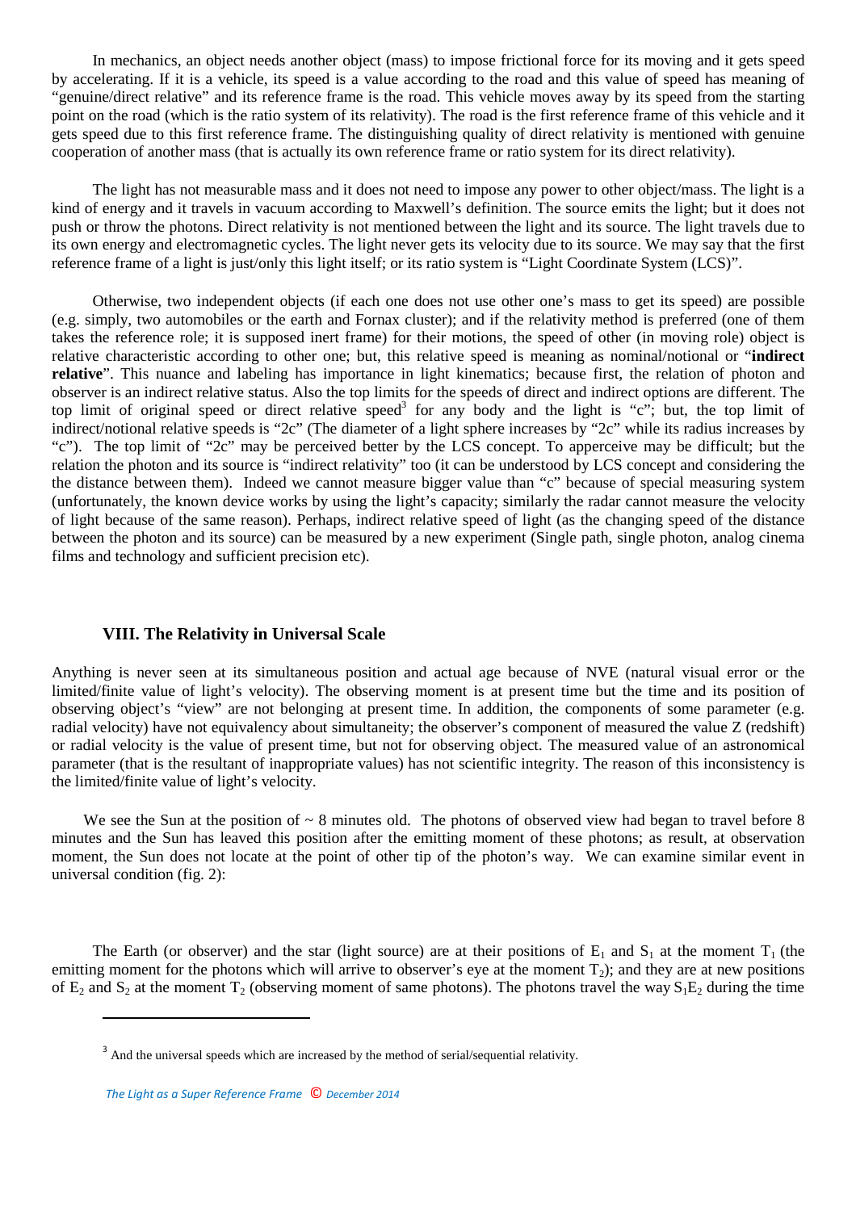In mechanics, an object needs another object (mass) to impose frictional force for its moving and it gets speed by accelerating. If it is a vehicle, its speed is a value according to the road and this value of speed has meaning of "genuine/direct relative" and its reference frame is the road. This vehicle moves away by its speed from the starting point on the road (which is the ratio system of its relativity). The road is the first reference frame of this vehicle and it gets speed due to this first reference frame. The distinguishing quality of direct relativity is mentioned with genuine cooperation of another mass (that is actually its own reference frame or ratio system for its direct relativity).

The light has not measurable mass and it does not need to impose any power to other object/mass. The light is a kind of energy and it travels in vacuum according to Maxwell's definition. The source emits the light; but it does not push or throw the photons. Direct relativity is not mentioned between the light and its source. The light travels due to its own energy and electromagnetic cycles. The light never gets its velocity due to its source. We may say that the first reference frame of a light is just/only this light itself; or its ratio system is "Light Coordinate System (LCS)".

Otherwise, two independent objects (if each one does not use other one's mass to get its speed) are possible (e.g. simply, two automobiles or the earth and Fornax cluster); and if the relativity method is preferred (one of them takes the reference role; it is supposed inert frame) for their motions, the speed of other (in moving role) object is relative characteristic according to other one; but, this relative speed is meaning as nominal/notional or "**indirect relative**". This nuance and labeling has importance in light kinematics; because first, the relation of photon and observer is an indirect relative status. Also the top limits for the speeds of direct and indirect options are different. The top limit of original speed or direct relative speed[3] for any body and the light is "c"; but, the top limit of indirect/notional relative speeds is "2c" (The diameter of a light sphere increases by "2c" while its radius increases by "c"). The top limit of "2c" may be perceived better by the LCS concept. To apperceive may be difficult; but the relation the photon and its source is "indirect relativity" too (it can be understood by LCS concept and considering the the distance between them). Indeed we cannot measure bigger value than "c" because of special measuring system (unfortunately, the known device works by using the light's capacity; similarly the radar cannot measure the velocity of light because of the same reason). Perhaps, indirect relative speed of light (as the changing speed of the distance between the photon and its source) can be measured by a new experiment (Single path, single photon, analog cinema films and technology and sufficient precision etc).

## VIII. The Relativity in Universal Scale

Anything is never seen at its simultaneous position and actual age because of NVE (natural visual error or the limited/finite value of light's velocity). The observing moment is at present time but the time and its position of observing object's "view" are not belonging at present time. In addition, the components of some parameter (e.g. radial velocity) have not equivalency about simultaneity; the observer's component of measured the value Z (redshift) or radial velocity is the value of present time, but not for observing object. The measured value of an astronomical parameter (that is the resultant of inappropriate values) has not scientific integrity. The reason of this inconsistency is the limited/finite value of light's velocity.

We see the Sun at the position of ~ 8 minutes old. The photons of observed view had began to travel before 8 minutes and the Sun has leaved this position after the emitting moment of these photons; as result, at observation moment, the Sun does not locate at the point of other tip of the photon's way. We can examine similar event in universal condition (fig. 2):

The Earth (or observer) and the star (light source) are at their positions of $E_1$ and $S_1$ at the moment $T_1$ (the emitting moment for the photons which will arrive to observer's eye at the moment $T_2$); and they are at new positions of $E_2$ and $S_2$ at the moment $T_2$ (observing moment of same photons). The photons travel the way $S_1E_2$ during the time

---

[3] And the universal speeds which are increased by the method of serial/sequential relativity.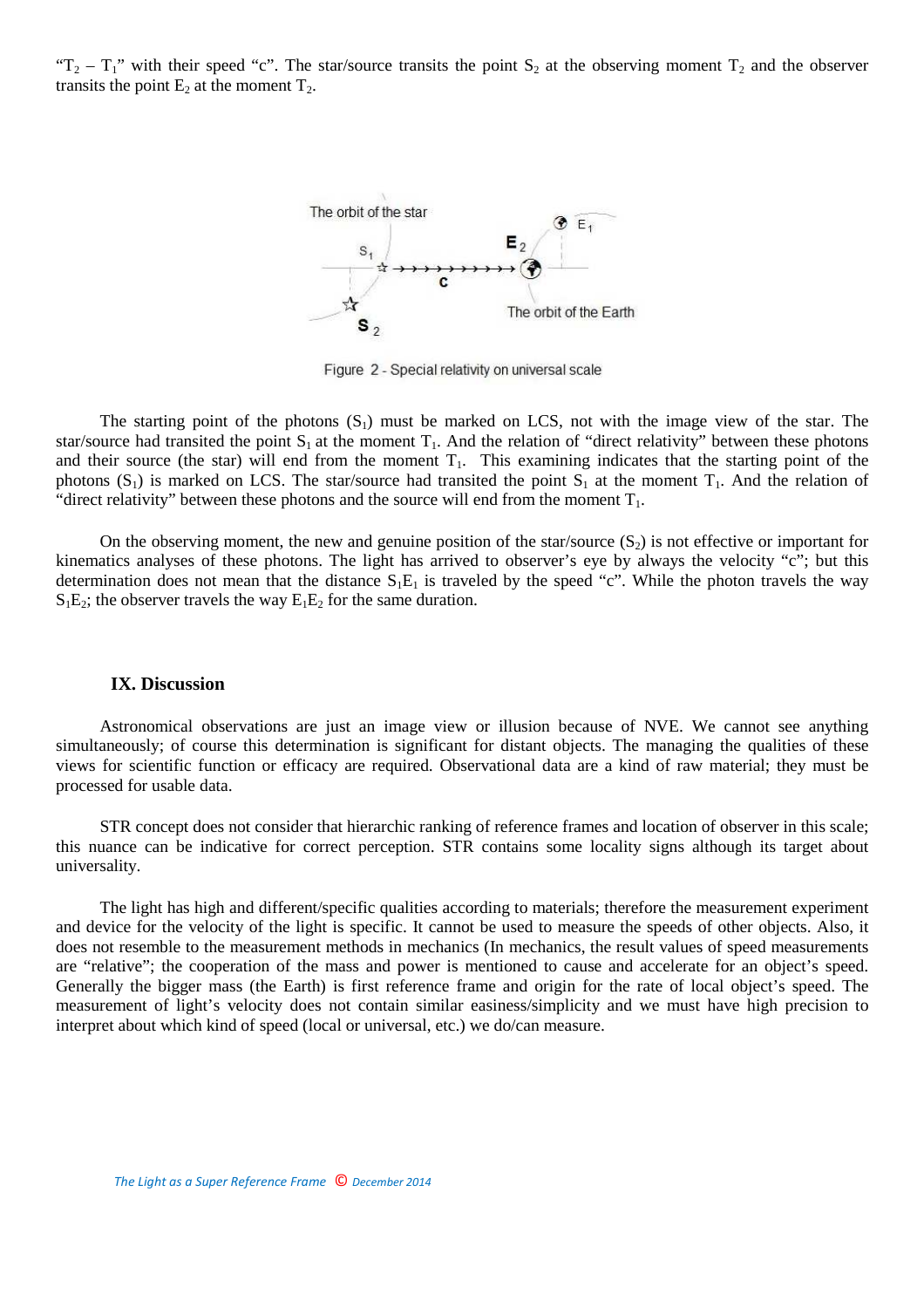"$T_2 - T_1$" with their speed "c". The star/source transits the point $S_2$ at the observing moment $T_2$ and the observer transits the point $E_2$ at the moment $T_2$.

Figure 2 - Special relativity on universal scale

The starting point of the photons ($S_1$) must be marked on LCS, not with the image view of the star. The star/source had transited the point $S_1$ at the moment $T_1$. And the relation of "direct relativity" between these photons and their source (the star) will end from the moment $T_1$. This examining indicates that the starting point of the photons ($S_1$) is marked on LCS. The star/source had transited the point $S_1$ at the moment $T_1$. And the relation of "direct relativity" between these photons and the source will end from the moment $T_1$.

On the observing moment, the new and genuine position of the star/source ($S_2$) is not effective or important for kinematics analyses of these photons. The light has arrived to observer's eye by always the velocity "c"; but this determination does not mean that the distance $S_1E_1$ is traveled by the speed "c". While the photon travels the way $S_1E_2$; the observer travels the way $E_1E_2$ for the same duration.

## IX. Discussion

Astronomical observations are just an image view or illusion because of NVE. We cannot see anything simultaneously; of course this determination is significant for distant objects. The managing the qualities of these views for scientific function or efficacy are required. Observational data are a kind of raw material; they must be processed for usable data.

STR concept does not consider that hierarchic ranking of reference frames and location of observer in this scale; this nuance can be indicative for correct perception. STR contains some locality signs although its target about universality.

The light has high and different/specific qualities according to materials; therefore the measurement experiment and device for the velocity of the light is specific. It cannot be used to measure the speeds of other objects. Also, it does not resemble to the measurement methods in mechanics (In mechanics, the result values of speed measurements are "relative"; the cooperation of the mass and power is mentioned to cause and accelerate for an object's speed. Generally the bigger mass (the Earth) is first reference frame and origin for the rate of local object's speed. The measurement of light's velocity does not contain similar easiness/simplicity and we must have high precision to interpret about which kind of speed (local or universal, etc.) we do/can measure.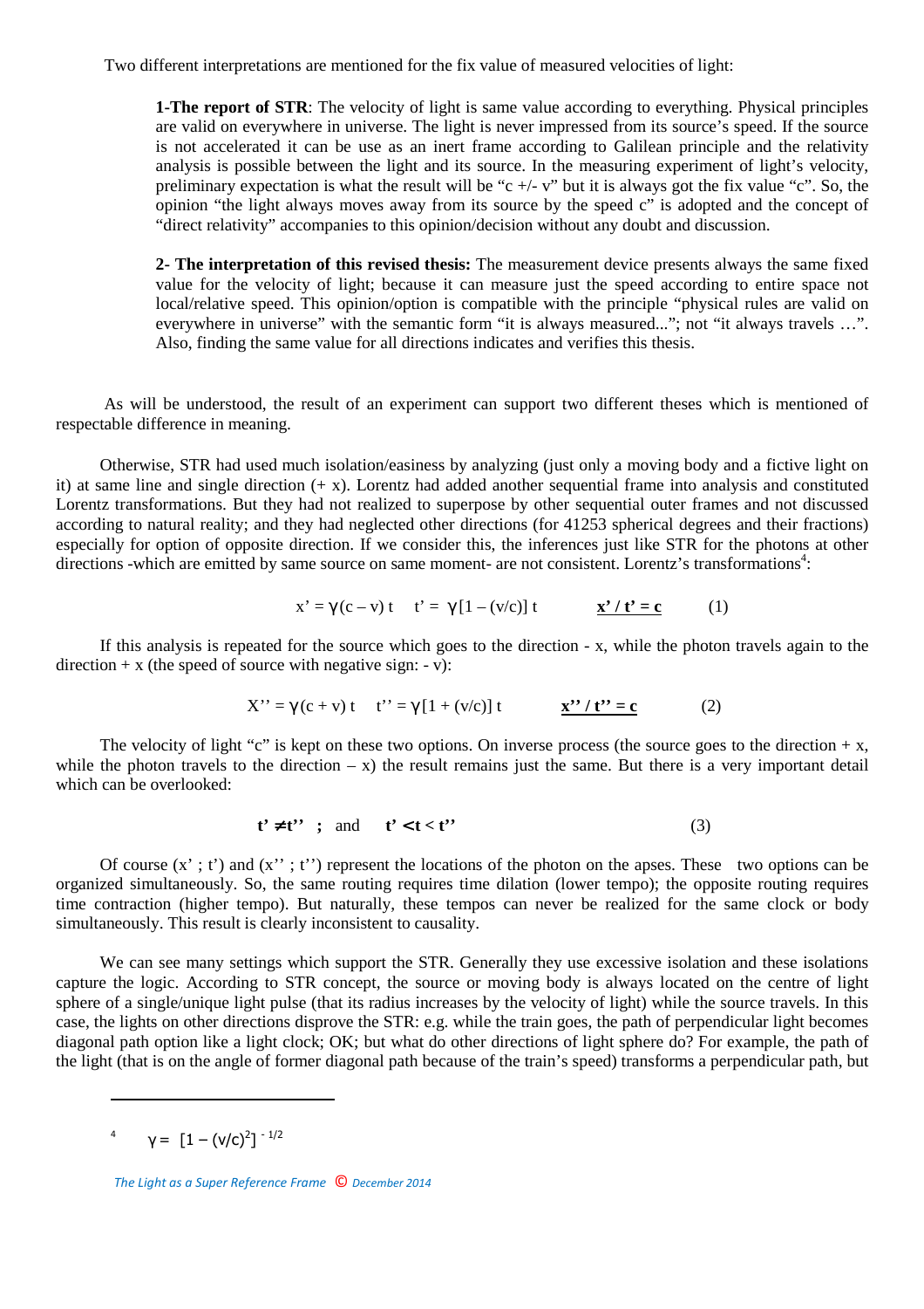Two different interpretations are mentioned for the fix value of measured velocities of light:

> **1-The report of STR**: The velocity of light is same value according to everything. Physical principles are valid on everywhere in universe. The light is never impressed from its source's speed. If the source is not accelerated it can be use as an inert frame according to Galilean principle and the relativity analysis is possible between the light and its source. In the measuring experiment of light's velocity, preliminary expectation is what the result will be "c +/- v" but it is always got the fix value "c". So, the opinion "the light always moves away from its source by the speed c" is adopted and the concept of "direct relativity" accompanies to this opinion/decision without any doubt and discussion.
>
> **2- The interpretation of this revised thesis:** The measurement device presents always the same fixed value for the velocity of light; because it can measure just the speed according to entire space not local/relative speed. This opinion/option is compatible with the principle "physical rules are valid on everywhere in universe" with the semantic form "it is always measured..."; not "it always travels …". Also, finding the same value for all directions indicates and verifies this thesis.

As will be understood, the result of an experiment can support two different theses which is mentioned of respectable difference in meaning.

Otherwise, STR had used much isolation/easiness by analyzing (just only a moving body and a fictive light on it) at same line and single direction (+ x). Lorentz had added another sequential frame into analysis and constituted Lorentz transformations. But they had not realized to superpose by other sequential outer frames and not discussed according to natural reality; and they had neglected other directions (for 41253 spherical degrees and their fractions) especially for option of opposite direction. If we consider this, the inferences just like STR for the photons at other directions -which are emitted by same source on same moment- are not consistent. Lorentz's transformations[4]:

$$x' = \gamma(c - v)\,t \quad t' = \gamma[1 - (v/c)]\,t \qquad \underline{x' / t' = c} \qquad (1)$$

If this analysis is repeated for the source which goes to the direction - x, while the photon travels again to the direction + x (the speed of source with negative sign: - v):

$$X'' = \gamma(c + v)\,t \quad t'' = \gamma[1 + (v/c)]\,t \qquad \underline{x'' / t'' = c} \qquad (2)$$

The velocity of light "c" is kept on these two options. On inverse process (the source goes to the direction + x, while the photon travels to the direction – x) the result remains just the same. But there is a very important detail which can be overlooked:

$$\mathbf{t' \neq t''} \;\; ; \;\; \text{and} \quad \mathbf{t' < t < t''} \qquad (3)$$

Of course (x' ; t') and (x'' ; t'') represent the locations of the photon on the apses. These two options can be organized simultaneously. So, the same routing requires time dilation (lower tempo); the opposite routing requires time contraction (higher tempo). But naturally, these tempos can never be realized for the same clock or body simultaneously. This result is clearly inconsistent to causality.

We can see many settings which support the STR. Generally they use excessive isolation and these isolations capture the logic. According to STR concept, the source or moving body is always located on the centre of light sphere of a single/unique light pulse (that its radius increases by the velocity of light) while the source travels. In this case, the lights on other directions disprove the STR: e.g. while the train goes, the path of perpendicular light becomes diagonal path option like a light clock; OK; but what do other directions of light sphere do? For example, the path of the light (that is on the angle of former diagonal path because of the train's speed) transforms a perpendicular path, but

---

[4] $\gamma = [1 - (v/c)^2]^{-1/2}$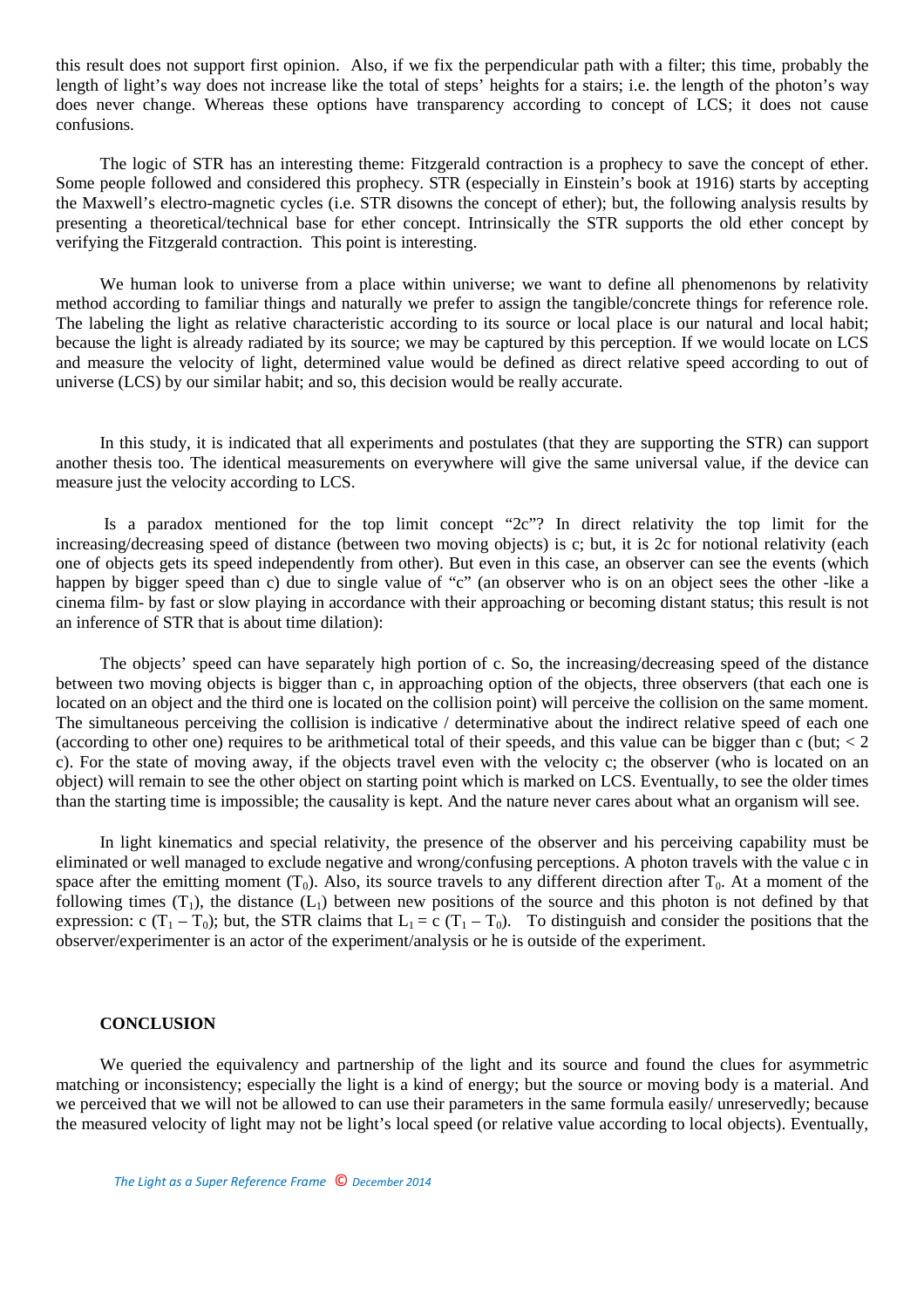this result does not support first opinion. Also, if we fix the perpendicular path with a filter; this time, probably the length of light's way does not increase like the total of steps' heights for a stairs; i.e. the length of the photon's way does never change. Whereas these options have transparency according to concept of LCS; it does not cause confusions.

The logic of STR has an interesting theme: Fitzgerald contraction is a prophecy to save the concept of ether. Some people followed and considered this prophecy. STR (especially in Einstein's book at 1916) starts by accepting the Maxwell's electro-magnetic cycles (i.e. STR disowns the concept of ether); but, the following analysis results by presenting a theoretical/technical base for ether concept. Intrinsically the STR supports the old ether concept by verifying the Fitzgerald contraction. This point is interesting.

We human look to universe from a place within universe; we want to define all phenomenons by relativity method according to familiar things and naturally we prefer to assign the tangible/concrete things for reference role. The labeling the light as relative characteristic according to its source or local place is our natural and local habit; because the light is already radiated by its source; we may be captured by this perception. If we would locate on LCS and measure the velocity of light, determined value would be defined as direct relative speed according to out of universe (LCS) by our similar habit; and so, this decision would be really accurate.

In this study, it is indicated that all experiments and postulates (that they are supporting the STR) can support another thesis too. The identical measurements on everywhere will give the same universal value, if the device can measure just the velocity according to LCS.

Is a paradox mentioned for the top limit concept "2c"? In direct relativity the top limit for the increasing/decreasing speed of distance (between two moving objects) is c; but, it is 2c for notional relativity (each one of objects gets its speed independently from other). But even in this case, an observer can see the events (which happen by bigger speed than c) due to single value of "c" (an observer who is on an object sees the other -like a cinema film- by fast or slow playing in accordance with their approaching or becoming distant status; this result is not an inference of STR that is about time dilation):

The objects' speed can have separately high portion of c. So, the increasing/decreasing speed of the distance between two moving objects is bigger than c, in approaching option of the objects, three observers (that each one is located on an object and the third one is located on the collision point) will perceive the collision on the same moment. The simultaneous perceiving the collision is indicative / determinative about the indirect relative speed of each one (according to other one) requires to be arithmetical total of their speeds, and this value can be bigger than c (but; $< 2c$). For the state of moving away, if the objects travel even with the velocity c; the observer (who is located on an object) will remain to see the other object on starting point which is marked on LCS. Eventually, to see the older times than the starting time is impossible; the causality is kept. And the nature never cares about what an organism will see.

In light kinematics and special relativity, the presence of the observer and his perceiving capability must be eliminated or well managed to exclude negative and wrong/confusing perceptions. A photon travels with the value c in space after the emitting moment ($T_0$). Also, its source travels to any different direction after $T_0$. At a moment of the following times ($T_1$), the distance ($L_1$) between new positions of the source and this photon is not defined by that expression: $c\,(T_1 - T_0)$; but, the STR claims that $L_1 = c\,(T_1 - T_0)$. To distinguish and consider the positions that the observer/experimenter is an actor of the experiment/analysis or he is outside of the experiment.

## CONCLUSION

We queried the equivalency and partnership of the light and its source and found the clues for asymmetric matching or inconsistency; especially the light is a kind of energy; but the source or moving body is a material. And we perceived that we will not be allowed to can use their parameters in the same formula easily/ unreservedly; because the measured velocity of light may not be light's local speed (or relative value according to local objects). Eventually,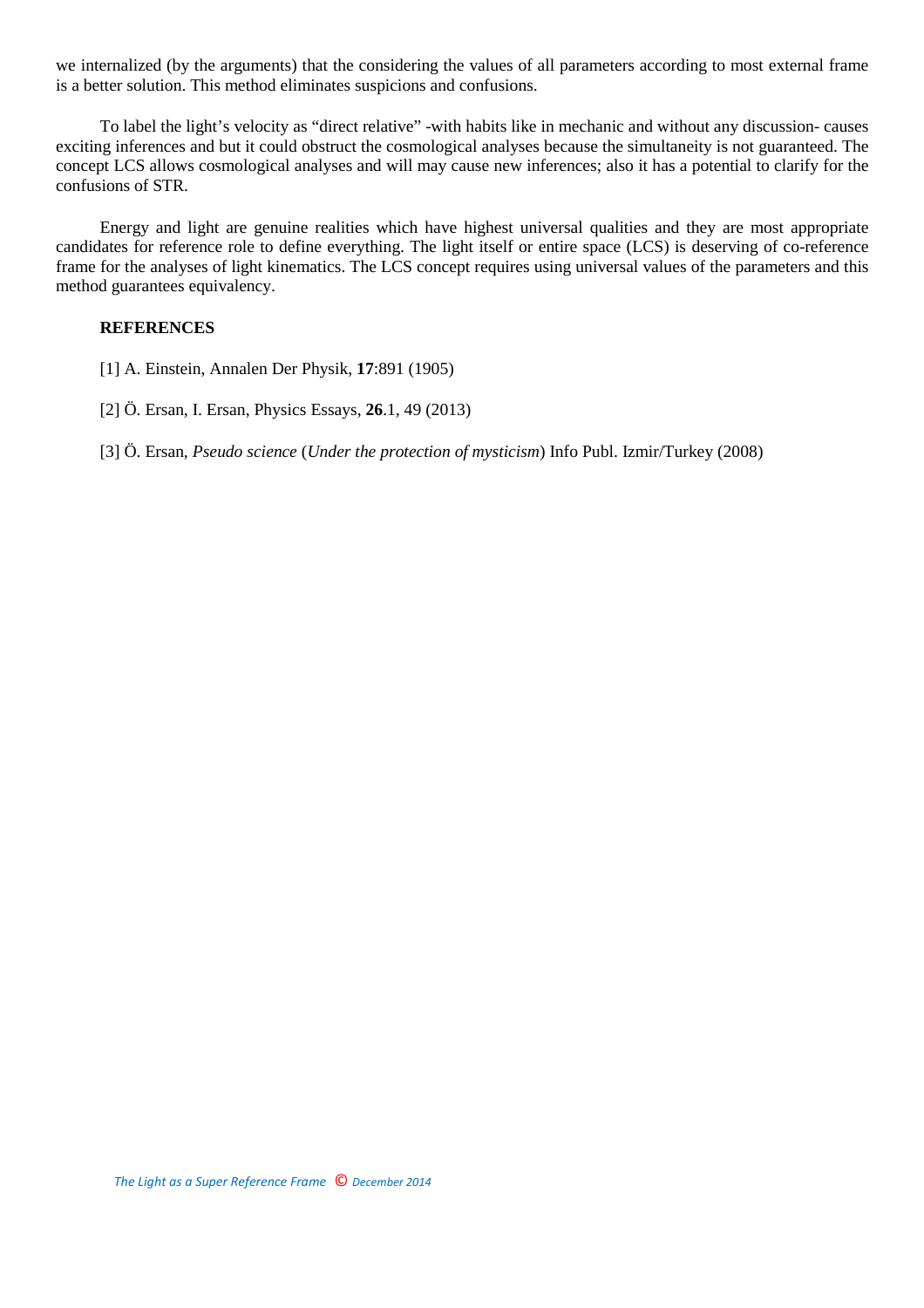we internalized (by the arguments) that the considering the values of all parameters according to most external frame is a better solution. This method eliminates suspicions and confusions.

To label the light's velocity as "direct relative" -with habits like in mechanic and without any discussion- causes exciting inferences and but it could obstruct the cosmological analyses because the simultaneity is not guaranteed. The concept LCS allows cosmological analyses and will may cause new inferences; also it has a potential to clarify for the confusions of STR.

Energy and light are genuine realities which have highest universal qualities and they are most appropriate candidates for reference role to define everything. The light itself or entire space (LCS) is deserving of co-reference frame for the analyses of light kinematics. The LCS concept requires using universal values of the parameters and this method guarantees equivalency.

**REFERENCES**

[1] A. Einstein, Annalen Der Physik, **17**:891 (1905)

[2] Ö. Ersan, I. Ersan, Physics Essays, **26**.1, 49 (2013)

[3] Ö. Ersan, *Pseudo science* (*Under the protection of mysticism*) Info Publ. Izmir/Turkey (2008)